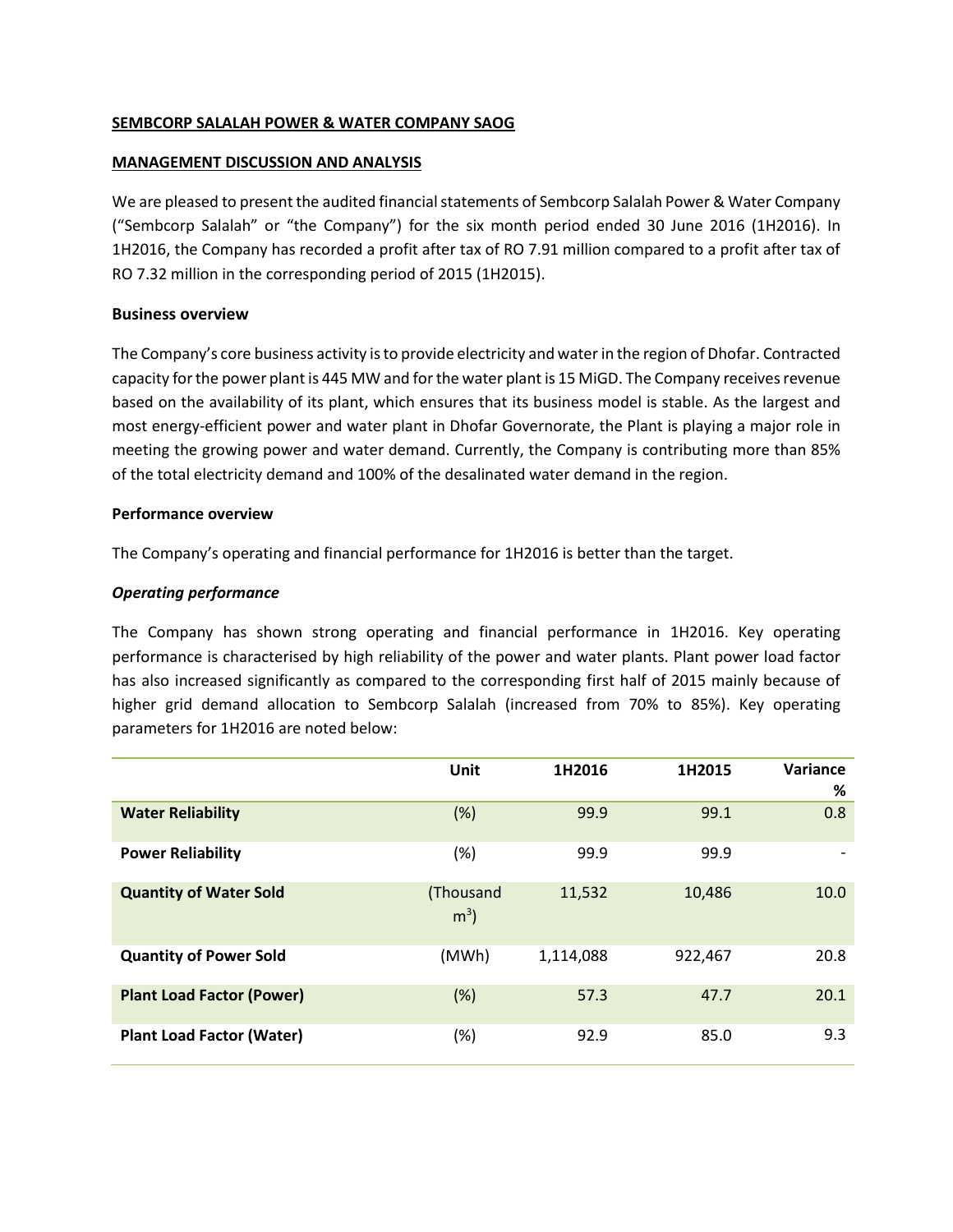**SEMBCORP SALALAH POWER & WATER COMPANY SAOG**

**MANAGEMENT DISCUSSION AND ANALYSIS**

We are pleased to present the audited financial statements of Sembcorp Salalah Power & Water Company ("Sembcorp Salalah" or "the Company") for the six month period ended 30 June 2016 (1H2016). In 1H2016, the Company has recorded a profit after tax of RO 7.91 million compared to a profit after tax of RO 7.32 million in the corresponding period of 2015 (1H2015).

**Business overview**

The Company's core business activity is to provide electricity and water in the region of Dhofar. Contracted capacity for the power plant is 445 MW and for the water plant is 15 MiGD. The Company receives revenue based on the availability of its plant, which ensures that its business model is stable. As the largest and most energy-efficient power and water plant in Dhofar Governorate, the Plant is playing a major role in meeting the growing power and water demand. Currently, the Company is contributing more than 85% of the total electricity demand and 100% of the desalinated water demand in the region.

**Performance overview**

The Company's operating and financial performance for 1H2016 is better than the target.

***Operating performance***

The Company has shown strong operating and financial performance in 1H2016. Key operating performance is characterised by high reliability of the power and water plants. Plant power load factor has also increased significantly as compared to the corresponding first half of 2015 mainly because of higher grid demand allocation to Sembcorp Salalah (increased from 70% to 85%). Key operating parameters for 1H2016 are noted below:

| | Unit | 1H2016 | 1H2015 | Variance % |
|---|---|---|---|---|
| **Water Reliability** | (%) | 99.9 | 99.1 | 0.8 |
| **Power Reliability** | (%) | 99.9 | 99.9 | - |
| **Quantity of Water Sold** | (Thousand $m^3$) | 11,532 | 10,486 | 10.0 |
| **Quantity of Power Sold** | (MWh) | 1,114,088 | 922,467 | 20.8 |
| **Plant Load Factor (Power)** | (%) | 57.3 | 47.7 | 20.1 |
| **Plant Load Factor (Water)** | (%) | 92.9 | 85.0 | 9.3 |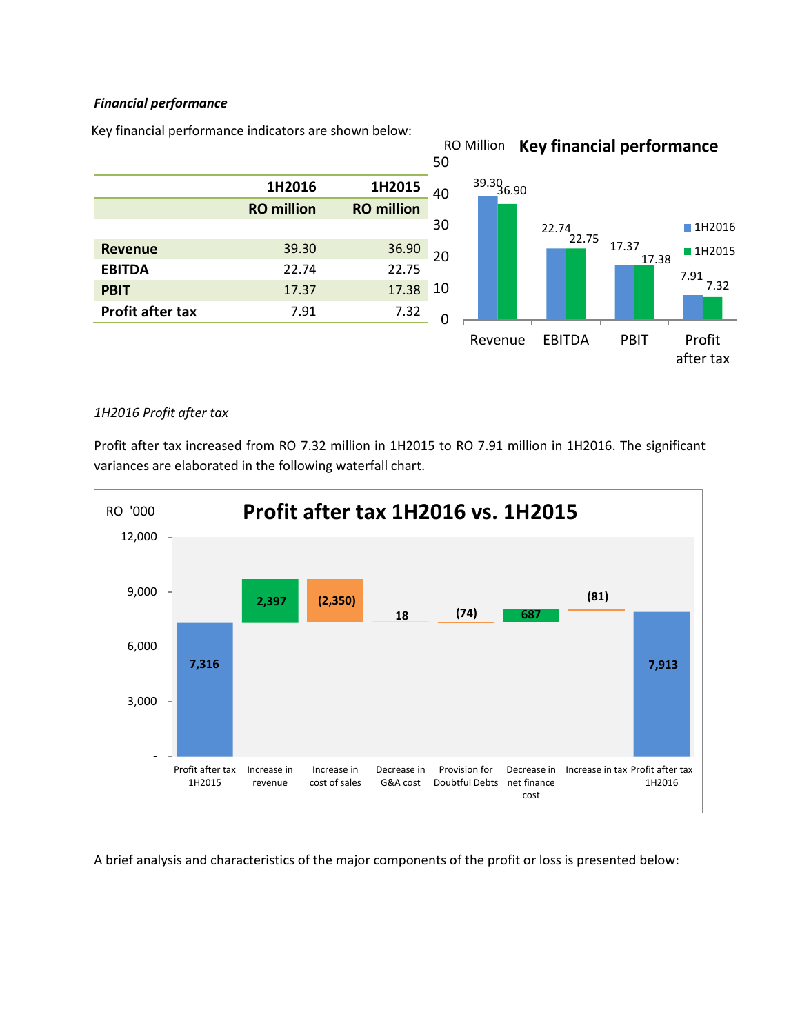***Financial performance***

Key financial performance indicators are shown below:

| | 1H2016 | 1H2015 |
|---|---|---|
| | **RO million** | **RO million** |
| **Revenue** | 39.30 | 36.90 |
| **EBITDA** | 22.74 | 22.75 |
| **PBIT** | 17.37 | 17.38 |
| **Profit after tax** | 7.91 | 7.32 |

**Key financial performance** (RO Million)

| | 1H2016 | 1H2015 |
|---|---|---|
| Revenue | 39.30 | 36.90 |
| EBITDA | 22.74 | 22.75 |
| PBIT | 17.37 | 17.38 |
| Profit after tax | 7.91 | 7.32 |

*1H2016 Profit after tax*

Profit after tax increased from RO 7.32 million in 1H2015 to RO 7.91 million in 1H2016. The significant variances are elaborated in the following waterfall chart.

**Profit after tax 1H2016 vs. 1H2015** (RO '000)

| Item | RO '000 |
|---|---|
| Profit after tax 1H2015 | 7,316 |
| Increase in revenue | 2,397 |
| Increase in cost of sales | (2,350) |
| Decrease in G&A cost | 18 |
| Provision for Doubtful Debts | (74) |
| Decrease in net finance cost | 687 |
| Increase in tax | (81) |
| Profit after tax 1H2016 | 7,913 |

A brief analysis and characteristics of the major components of the profit or loss is presented below: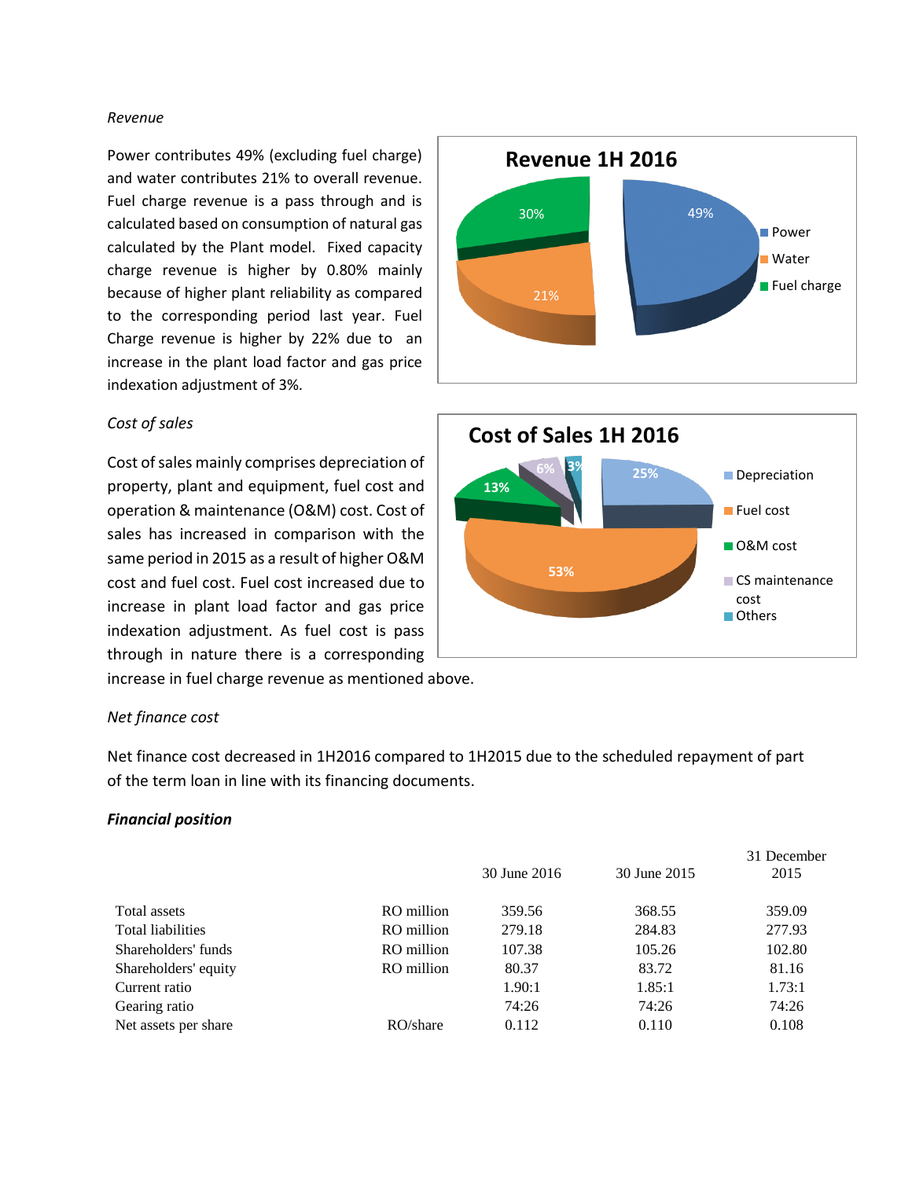*Revenue*

Power contributes 49% (excluding fuel charge) and water contributes 21% to overall revenue. Fuel charge revenue is a pass through and is calculated based on consumption of natural gas calculated by the Plant model. Fixed capacity charge revenue is higher by 0.80% mainly because of higher plant reliability as compared to the corresponding period last year. Fuel Charge revenue is higher by 22% due to an increase in the plant load factor and gas price indexation adjustment of 3%.

*Cost of sales*

Cost of sales mainly comprises depreciation of property, plant and equipment, fuel cost and operation & maintenance (O&M) cost. Cost of sales has increased in comparison with the same period in 2015 as a result of higher O&M cost and fuel cost. Fuel cost increased due to increase in plant load factor and gas price indexation adjustment. As fuel cost is pass through in nature there is a corresponding increase in fuel charge revenue as mentioned above.

*Net finance cost*

Net finance cost decreased in 1H2016 compared to 1H2015 due to the scheduled repayment of part of the term loan in line with its financing documents.

***Financial position***

| | | 30 June 2016 | 30 June 2015 | 31 December 2015 |
|---|---|---|---|---|
| Total assets | RO million | 359.56 | 368.55 | 359.09 |
| Total liabilities | RO million | 279.18 | 284.83 | 277.93 |
| Shareholders' funds | RO million | 107.38 | 105.26 | 102.80 |
| Shareholders' equity | RO million | 80.37 | 83.72 | 81.16 |
| Current ratio | | 1.90:1 | 1.85:1 | 1.73:1 |
| Gearing ratio | | 74:26 | 74:26 | 74:26 |
| Net assets per share | RO/share | 0.112 | 0.110 | 0.108 |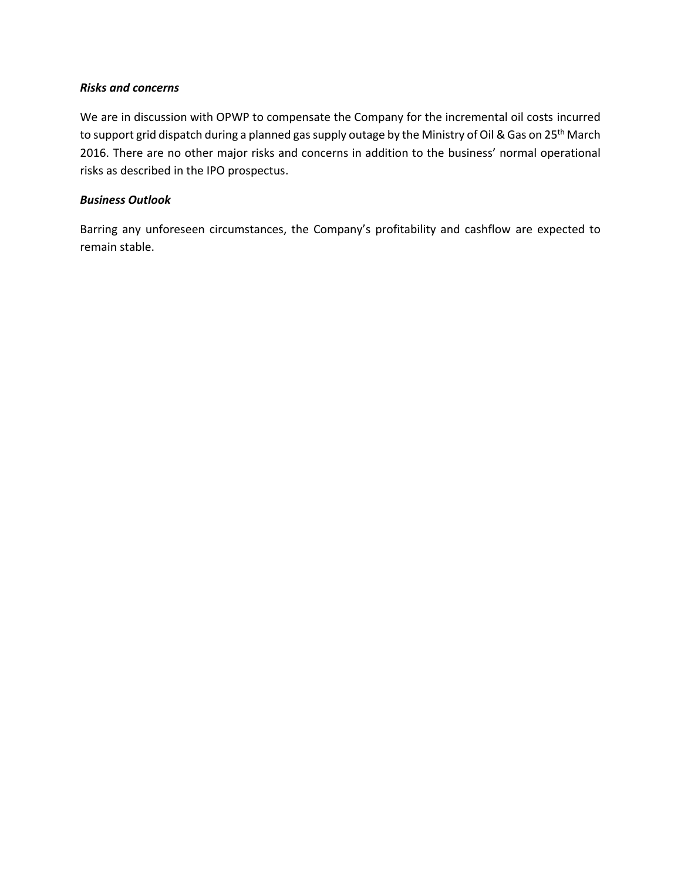***Risks and concerns***

We are in discussion with OPWP to compensate the Company for the incremental oil costs incurred to support grid dispatch during a planned gas supply outage by the Ministry of Oil & Gas on 25th March 2016. There are no other major risks and concerns in addition to the business' normal operational risks as described in the IPO prospectus.

***Business Outlook***

Barring any unforeseen circumstances, the Company's profitability and cashflow are expected to remain stable.